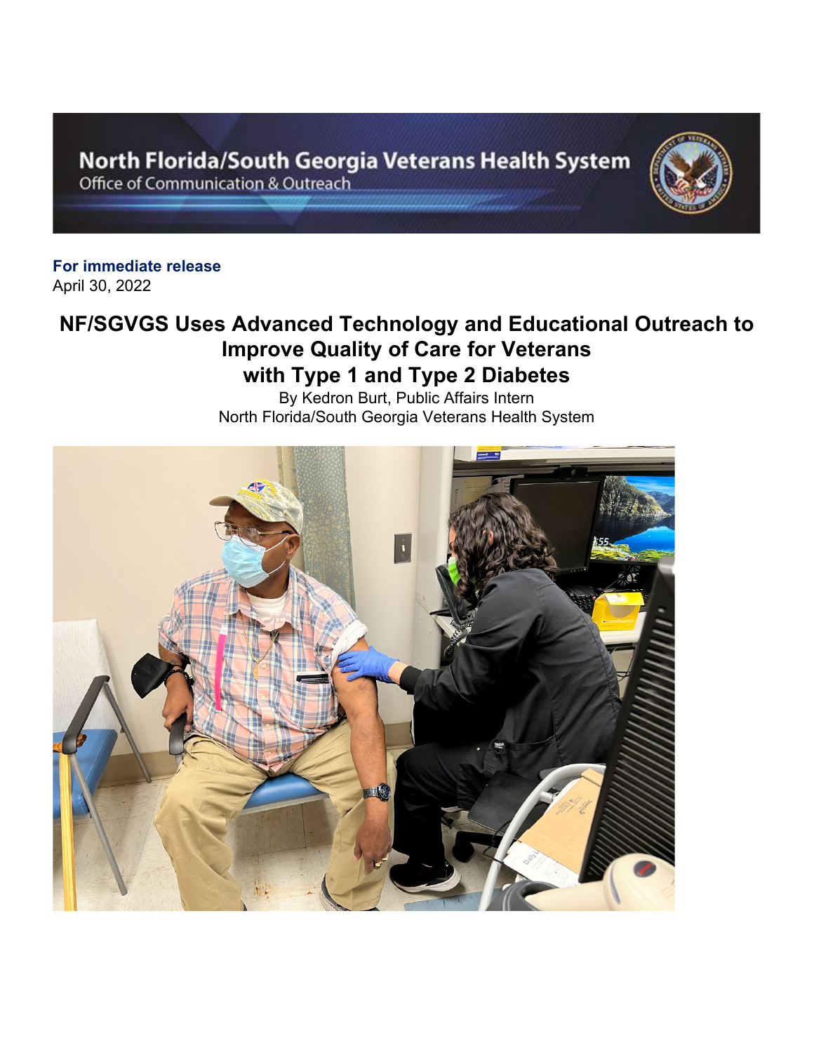North Florida/South Georgia Veterans Health System
Office of Communication & Outreach

**For immediate release**
April 30, 2022

# NF/SGVGS Uses Advanced Technology and Educational Outreach to Improve Quality of Care for Veterans with Type 1 and Type 2 Diabetes

By Kedron Burt, Public Affairs Intern
North Florida/South Georgia Veterans Health System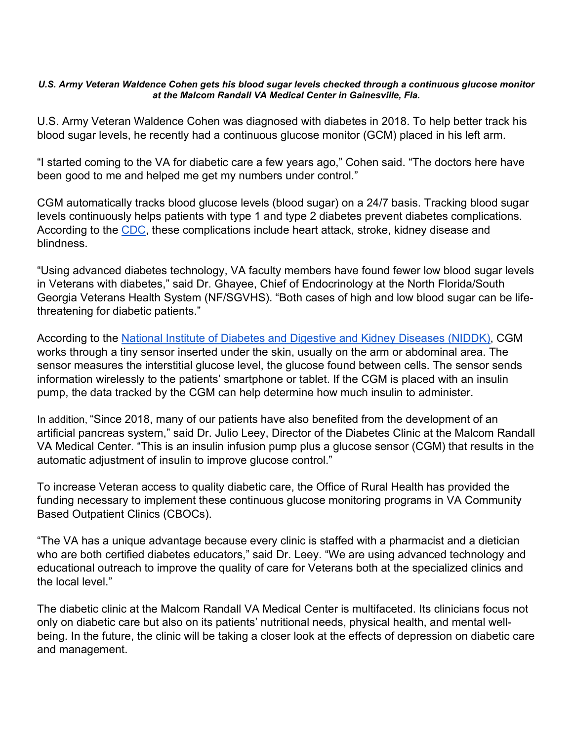***U.S. Army Veteran Waldence Cohen gets his blood sugar levels checked through a continuous glucose monitor at the Malcom Randall VA Medical Center in Gainesville, Fla.***

U.S. Army Veteran Waldence Cohen was diagnosed with diabetes in 2018. To help better track his blood sugar levels, he recently had a continuous glucose monitor (GCM) placed in his left arm.

"I started coming to the VA for diabetic care a few years ago," Cohen said. "The doctors here have been good to me and helped me get my numbers under control."

CGM automatically tracks blood glucose levels (blood sugar) on a 24/7 basis. Tracking blood sugar levels continuously helps patients with type 1 and type 2 diabetes prevent diabetes complications. According to the [CDC](), these complications include heart attack, stroke, kidney disease and blindness.

"Using advanced diabetes technology, VA faculty members have found fewer low blood sugar levels in Veterans with diabetes," said Dr. Ghayee, Chief of Endocrinology at the North Florida/South Georgia Veterans Health System (NF/SGVHS). "Both cases of high and low blood sugar can be life-threatening for diabetic patients."

According to the [National Institute of Diabetes and Digestive and Kidney Diseases (NIDDK)](), CGM works through a tiny sensor inserted under the skin, usually on the arm or abdominal area. The sensor measures the interstitial glucose level, the glucose found between cells. The sensor sends information wirelessly to the patients' smartphone or tablet. If the CGM is placed with an insulin pump, the data tracked by the CGM can help determine how much insulin to administer.

In addition, "Since 2018, many of our patients have also benefited from the development of an artificial pancreas system," said Dr. Julio Leey, Director of the Diabetes Clinic at the Malcom Randall VA Medical Center. "This is an insulin infusion pump plus a glucose sensor (CGM) that results in the automatic adjustment of insulin to improve glucose control."

To increase Veteran access to quality diabetic care, the Office of Rural Health has provided the funding necessary to implement these continuous glucose monitoring programs in VA Community Based Outpatient Clinics (CBOCs).

"The VA has a unique advantage because every clinic is staffed with a pharmacist and a dietician who are both certified diabetes educators," said Dr. Leey. "We are using advanced technology and educational outreach to improve the quality of care for Veterans both at the specialized clinics and the local level."

The diabetic clinic at the Malcom Randall VA Medical Center is multifaceted. Its clinicians focus not only on diabetic care but also on its patients' nutritional needs, physical health, and mental well-being. In the future, the clinic will be taking a closer look at the effects of depression on diabetic care and management.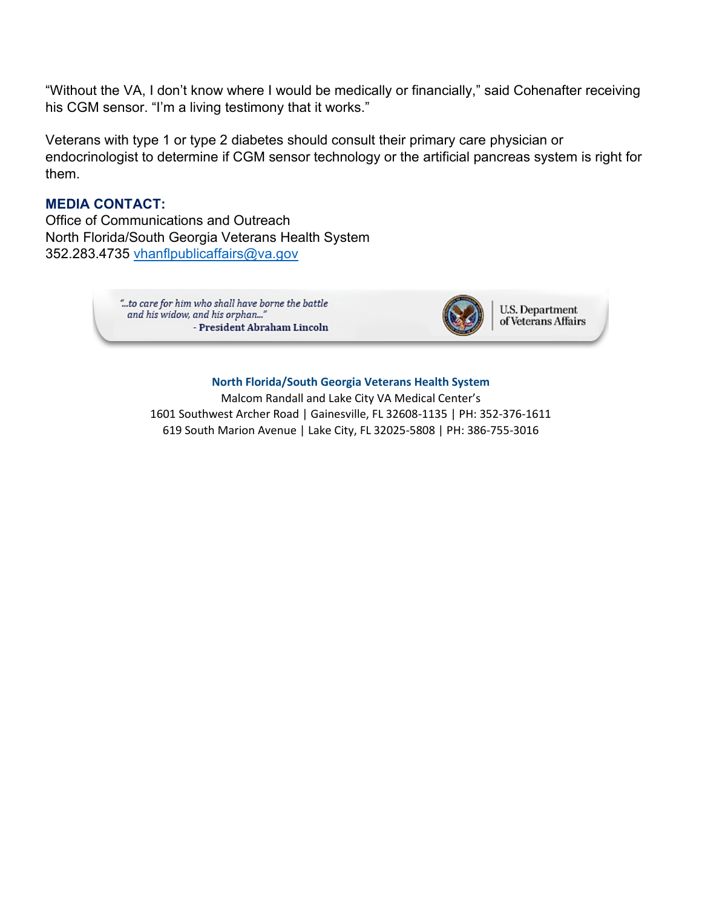"Without the VA, I don't know where I would be medically or financially," said Cohenafter receiving his CGM sensor. "I'm a living testimony that it works."

Veterans with type 1 or type 2 diabetes should consult their primary care physician or endocrinologist to determine if CGM sensor technology or the artificial pancreas system is right for them.

**MEDIA CONTACT:**
Office of Communications and Outreach
North Florida/South Georgia Veterans Health System
352.283.4735 vhanflpublicaffairs@va.gov

*"...to care for him who shall have borne the battle and his widow, and his orphan..."*
- **President Abraham Lincoln**

U.S. Department of Veterans Affairs

**North Florida/South Georgia Veterans Health System**
Malcom Randall and Lake City VA Medical Center's
1601 Southwest Archer Road | Gainesville, FL 32608-1135 | PH: 352-376-1611
619 South Marion Avenue | Lake City, FL 32025-5808 | PH: 386-755-3016